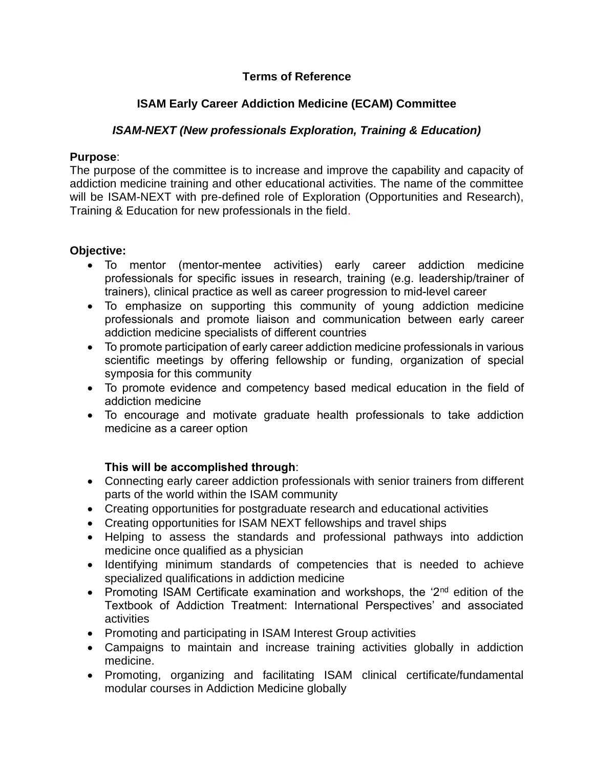# Terms of Reference

## ISAM Early Career Addiction Medicine (ECAM) Committee

### *ISAM-NEXT (New professionals Exploration, Training & Education)*

**Purpose**:
The purpose of the committee is to increase and improve the capability and capacity of addiction medicine training and other educational activities. The name of the committee will be ISAM-NEXT with pre-defined role of Exploration (Opportunities and Research), Training & Education for new professionals in the field.

**Objective:**

- To mentor (mentor-mentee activities) early career addiction medicine professionals for specific issues in research, training (e.g. leadership/trainer of trainers), clinical practice as well as career progression to mid-level career
- To emphasize on supporting this community of young addiction medicine professionals and promote liaison and communication between early career addiction medicine specialists of different countries
- To promote participation of early career addiction medicine professionals in various scientific meetings by offering fellowship or funding, organization of special symposia for this community
- To promote evidence and competency based medical education in the field of addiction medicine
- To encourage and motivate graduate health professionals to take addiction medicine as a career option

**This will be accomplished through**:

- Connecting early career addiction professionals with senior trainers from different parts of the world within the ISAM community
- Creating opportunities for postgraduate research and educational activities
- Creating opportunities for ISAM NEXT fellowships and travel ships
- Helping to assess the standards and professional pathways into addiction medicine once qualified as a physician
- Identifying minimum standards of competencies that is needed to achieve specialized qualifications in addiction medicine
- Promoting ISAM Certificate examination and workshops, the '2nd edition of the Textbook of Addiction Treatment: International Perspectives' and associated activities
- Promoting and participating in ISAM Interest Group activities
- Campaigns to maintain and increase training activities globally in addiction medicine.
- Promoting, organizing and facilitating ISAM clinical certificate/fundamental modular courses in Addiction Medicine globally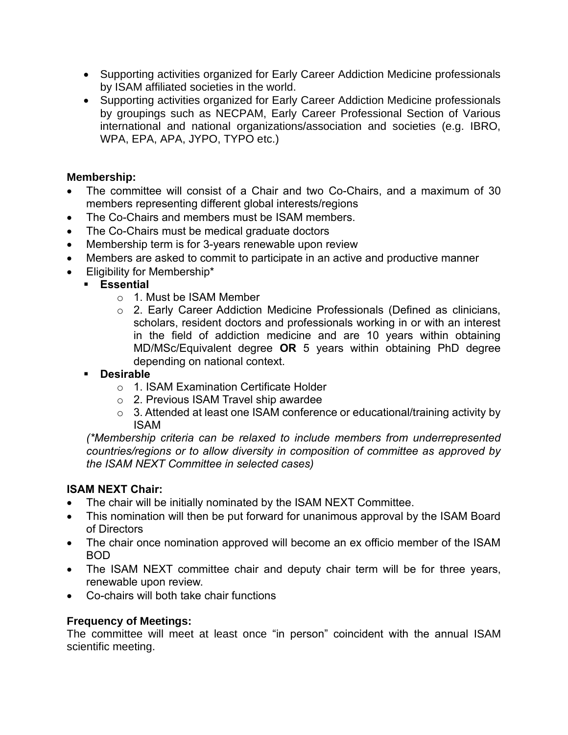- Supporting activities organized for Early Career Addiction Medicine professionals by ISAM affiliated societies in the world.
- Supporting activities organized for Early Career Addiction Medicine professionals by groupings such as NECPAM, Early Career Professional Section of Various international and national organizations/association and societies (e.g. IBRO, WPA, EPA, APA, JYPO, TYPO etc.)

**Membership:**

- The committee will consist of a Chair and two Co-Chairs, and a maximum of 30 members representing different global interests/regions
- The Co-Chairs and members must be ISAM members.
- The Co-Chairs must be medical graduate doctors
- Membership term is for 3-years renewable upon review
- Members are asked to commit to participate in an active and productive manner
- Eligibility for Membership*
  - **Essential**
    - 1. Must be ISAM Member
    - 2. Early Career Addiction Medicine Professionals (Defined as clinicians, scholars, resident doctors and professionals working in or with an interest in the field of addiction medicine and are 10 years within obtaining MD/MSc/Equivalent degree **OR** 5 years within obtaining PhD degree depending on national context.
  - **Desirable**
    - 1. ISAM Examination Certificate Holder
    - 2. Previous ISAM Travel ship awardee
    - 3. Attended at least one ISAM conference or educational/training activity by ISAM

  *(*Membership criteria can be relaxed to include members from underrepresented countries/regions or to allow diversity in composition of committee as approved by the ISAM NEXT Committee in selected cases)*

**ISAM NEXT Chair:**

- The chair will be initially nominated by the ISAM NEXT Committee.
- This nomination will then be put forward for unanimous approval by the ISAM Board of Directors
- The chair once nomination approved will become an ex officio member of the ISAM BOD
- The ISAM NEXT committee chair and deputy chair term will be for three years, renewable upon review.
- Co-chairs will both take chair functions

**Frequency of Meetings:**

The committee will meet at least once "in person" coincident with the annual ISAM scientific meeting.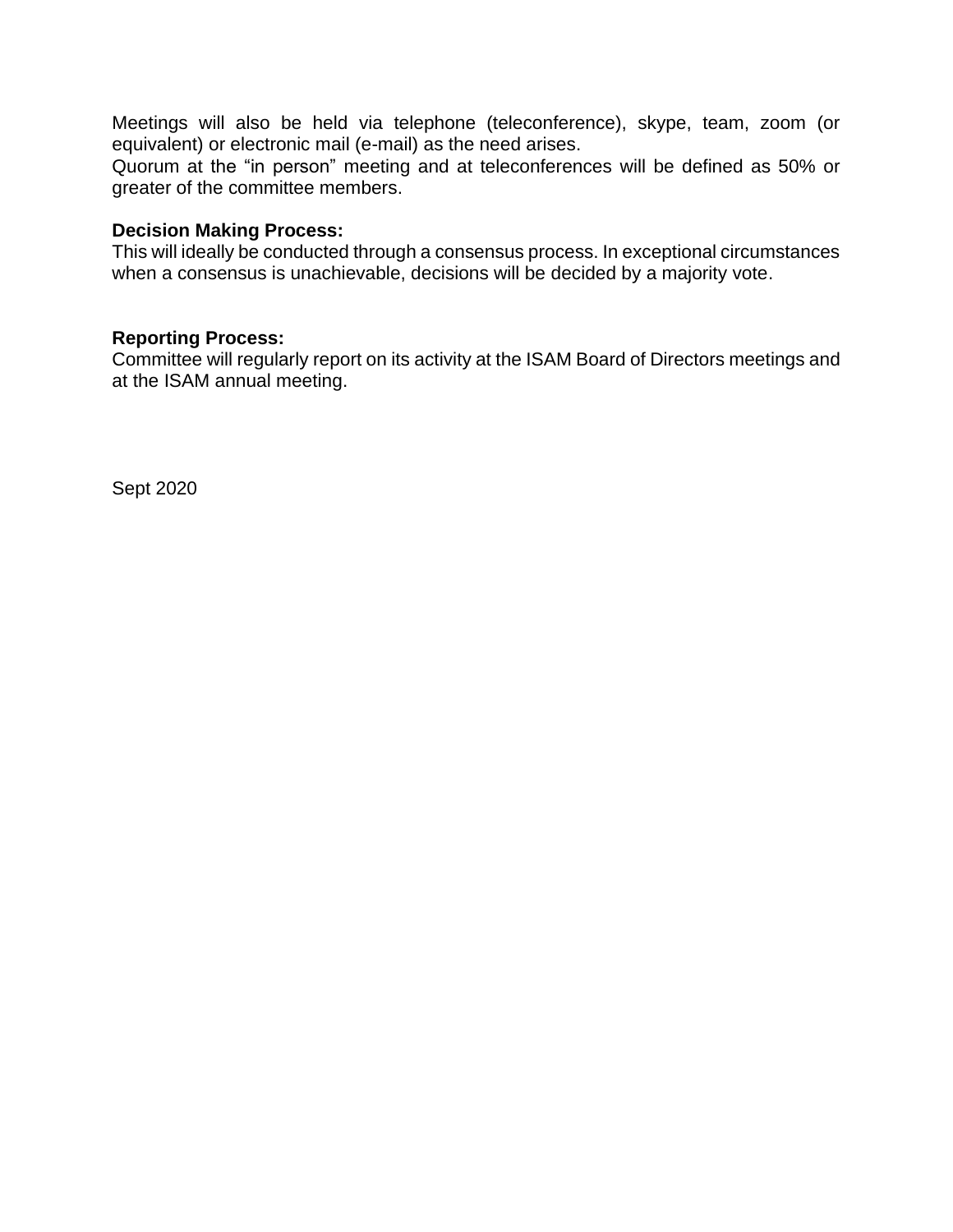Meetings will also be held via telephone (teleconference), skype, team, zoom (or equivalent) or electronic mail (e-mail) as the need arises.
Quorum at the “in person” meeting and at teleconferences will be defined as 50% or greater of the committee members.

**Decision Making Process:**
This will ideally be conducted through a consensus process. In exceptional circumstances when a consensus is unachievable, decisions will be decided by a majority vote.

**Reporting Process:**
Committee will regularly report on its activity at the ISAM Board of Directors meetings and at the ISAM annual meeting.

Sept 2020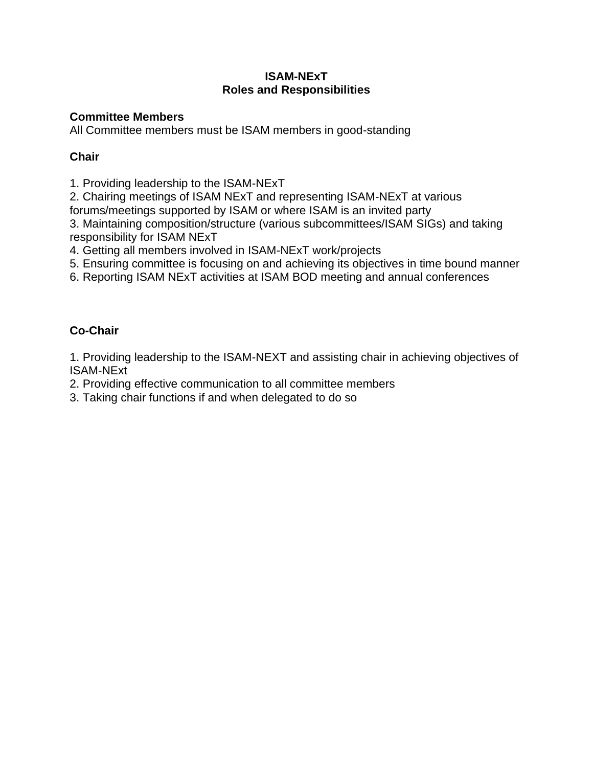**ISAM-NExT**
**Roles and Responsibilities**

**Committee Members**
All Committee members must be ISAM members in good-standing

**Chair**

1. Providing leadership to the ISAM-NExT
2. Chairing meetings of ISAM NExT and representing ISAM-NExT at various forums/meetings supported by ISAM or where ISAM is an invited party
3. Maintaining composition/structure (various subcommittees/ISAM SIGs) and taking responsibility for ISAM NExT
4. Getting all members involved in ISAM-NExT work/projects
5. Ensuring committee is focusing on and achieving its objectives in time bound manner
6. Reporting ISAM NExT activities at ISAM BOD meeting and annual conferences

**Co-Chair**

1. Providing leadership to the ISAM-NEXT and assisting chair in achieving objectives of ISAM-NExt
2. Providing effective communication to all committee members
3. Taking chair functions if and when delegated to do so